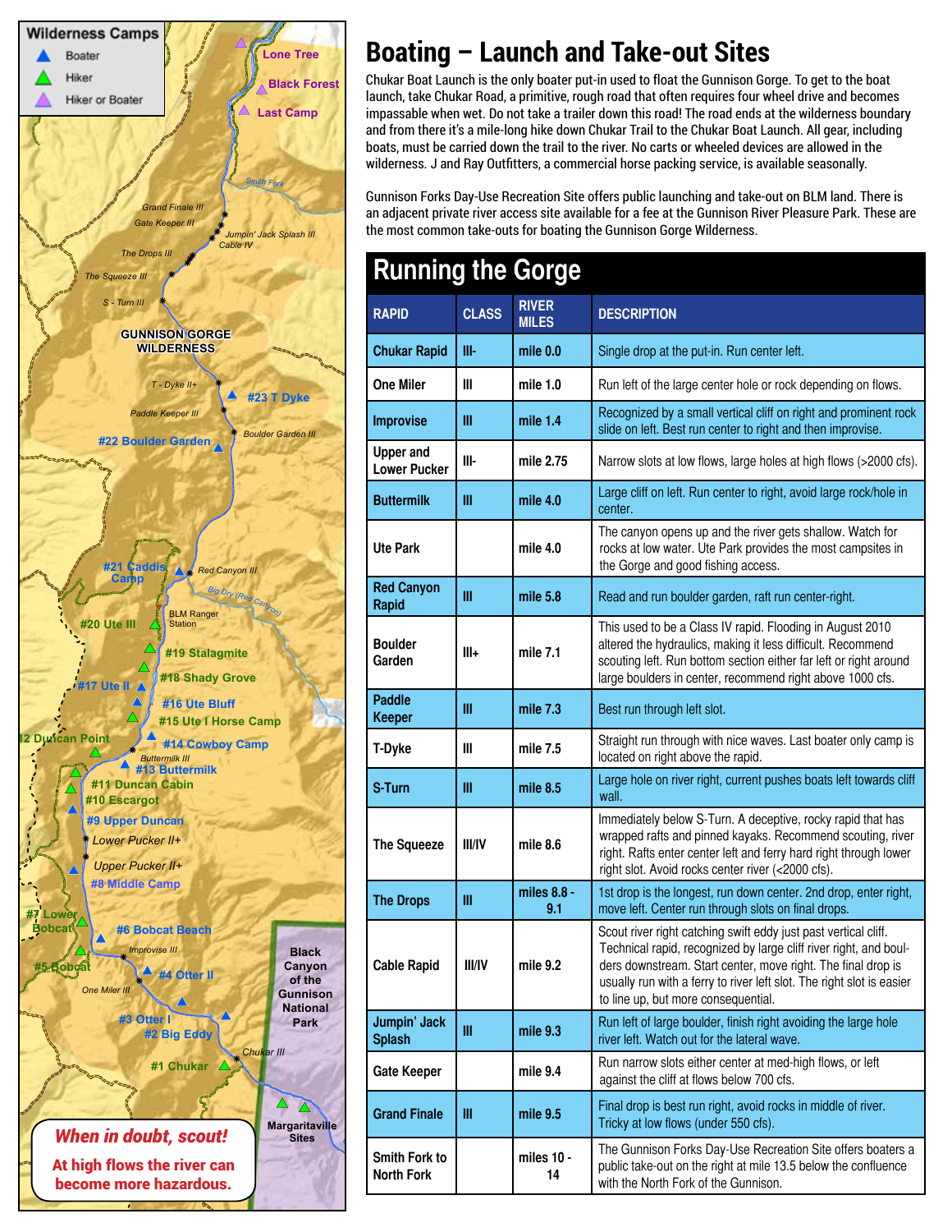# Boating – Launch and Take-out Sites

Chukar Boat Launch is the only boater put-in used to float the Gunnison Gorge. To get to the boat launch, take Chukar Road, a primitive, rough road that often requires four wheel drive and becomes impassable when wet. Do not take a trailer down this road! The road ends at the wilderness boundary and from there it's a mile-long hike down Chukar Trail to the Chukar Boat Launch. All gear, including boats, must be carried down the trail to the river. No carts or wheeled devices are allowed in the wilderness. J and Ray Outfitters, a commercial horse packing service, is available seasonally.

Gunnison Forks Day-Use Recreation Site offers public launching and take-out on BLM land. There is an adjacent private river access site available for a fee at the Gunnison River Pleasure Park. These are the most common take-outs for boating the Gunnison Gorge Wilderness.

## Running the Gorge

| RAPID | CLASS | RIVER MILES | DESCRIPTION |
|---|---|---|---|
| Chukar Rapid | III- | mile 0.0 | Single drop at the put-in. Run center left. |
| One Miler | III | mile 1.0 | Run left of the large center hole or rock depending on flows. |
| Improvise | III | mile 1.4 | Recognized by a small vertical cliff on right and prominent rock slide on left. Best run center to right and then improvise. |
| Upper and Lower Pucker | III- | mile 2.75 | Narrow slots at low flows, large holes at high flows (>2000 cfs). |
| Buttermilk | III | mile 4.0 | Large cliff on left. Run center to right, avoid large rock/hole in center. |
| Ute Park | | mile 4.0 | The canyon opens up and the river gets shallow. Watch for rocks at low water. Ute Park provides the most campsites in the Gorge and good fishing access. |
| Red Canyon Rapid | III | mile 5.8 | Read and run boulder garden, raft run center-right. |
| Boulder Garden | III+ | mile 7.1 | This used to be a Class IV rapid. Flooding in August 2010 altered the hydraulics, making it less difficult. Recommend scouting left. Run bottom section either far left or right around large boulders in center, recommend right above 1000 cfs. |
| Paddle Keeper | III | mile 7.3 | Best run through left slot. |
| T-Dyke | III | mile 7.5 | Straight run through with nice waves. Last boater only camp is located on right above the rapid. |
| S-Turn | III | mile 8.5 | Large hole on river right, current pushes boats left towards cliff wall. |
| The Squeeze | III/IV | mile 8.6 | Immediately below S-Turn. A deceptive, rocky rapid that has wrapped rafts and pinned kayaks. Recommend scouting, river right. Rafts enter center left and ferry hard right through lower right slot. Avoid rocks center river (<2000 cfs). |
| The Drops | III | miles 8.8 - 9.1 | 1st drop is the longest, run down center. 2nd drop, enter right, move left. Center run through slots on final drops. |
| Cable Rapid | III/IV | mile 9.2 | Scout river right catching swift eddy just past vertical cliff. Technical rapid, recognized by large cliff river right, and boulders downstream. Start center, move right. The final drop is usually run with a ferry to river left slot. The right slot is easier to line up, but more consequential. |
| Jumpin' Jack Splash | III | mile 9.3 | Run left of large boulder, finish right avoiding the large hole river left. Watch out for the lateral wave. |
| Gate Keeper | | mile 9.4 | Run narrow slots either center at med-high flows, or left against the cliff at flows below 700 cfs. |
| Grand Finale | III | mile 9.5 | Final drop is best run right, avoid rocks in middle of river. Tricky at low flows (under 550 cfs). |
| Smith Fork to North Fork | | miles 10 - 14 | The Gunnison Forks Day-Use Recreation Site offers boaters a public take-out on the right at mile 13.5 below the confluence with the North Fork of the Gunnison. |

**Wilderness Camps**
- Boater
- Hiker
- Hiker or Boater

Lone Tree, Black Forest, Last Camp, Smith Fork, Grand Finale III, Gate Keeper III, Jumpin' Jack Splash III, Cable IV, The Drops III, The Squeeze III, S - Turn III, GUNNISON GORGE WILDERNESS, T - Dyke II+, #23 T Dyke, Paddle Keeper III, Boulder Garden III, #22 Boulder Garden, #21 Caddis Camp, Red Canyon III, Big Dry (Red Canyon), BLM Ranger Station, #20 Ute III, #19 Stalagmite, #18 Shady Grove, #17 Ute II, #16 Ute Bluff, #15 Ute I Horse Camp, #12 Duncan Point, #14 Cowboy Camp, Buttermilk III, #13 Buttermilk, #11 Duncan Cabin, #10 Escargot, #9 Upper Duncan, Lower Pucker II+, Upper Pucker II+, #8 Middle Camp, #7 Lower Bobcat, #6 Bobcat Beach, Improvise III, #5 Bobcat, #4 Otter II, One Miler III, #3 Otter I, #2 Big Eddy, Chukar III, #1 Chukar, Black Canyon of the Gunnison National Park, Margaritaville Sites

***When in doubt, scout!***

**At high flows the river can become more hazardous.**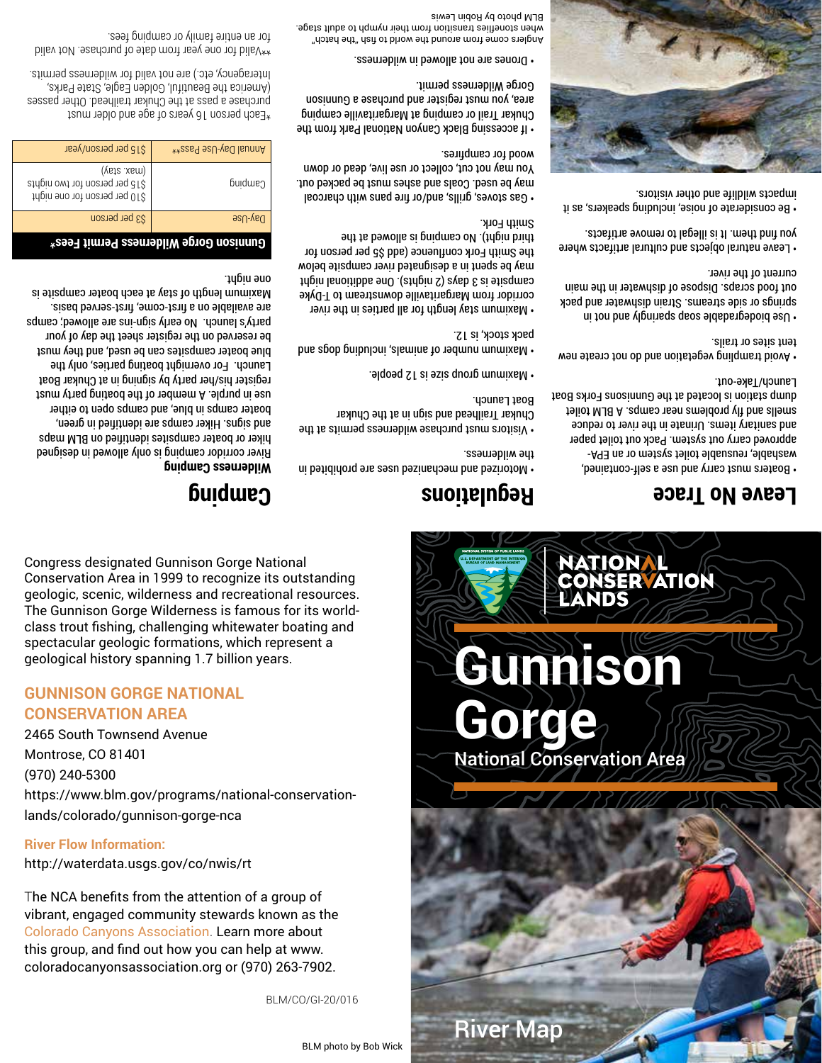## Leave No Trace

- Boaters must carry and use a self-contained, washable, reusable toilet system or an EPA-approved carry out system. Pack out toilet paper and sanitary items. Urinate in the river to reduce smells and fly problems near camps. A BLM toilet dump station is located at the Gunnisons Forks Boat Launch/Take-out.
- Avoid trampling vegetation and do not create new tent sites or trails.
- Use biodegradable soap sparingly and not in springs or side streams. Strain dishwater and pack out food scraps. Dispose of dishwater in the main current of the river.
- Leave natural objects and cultural artifacts where you find them. It is illegal to remove artifacts.
- Be considerate of noise, including speakers, as it impacts wildlife and other visitors.

Anglers come from around the world to fish "the hatch" when stoneflies transition from their nymph to adult stage.

BLM photo by Robin Lewis

## Regulations

- Motorized and mechanized uses are prohibited in the wilderness.
- Visitors must purchase wilderness permits at the Chukar Trailhead and sign in at the Chukar Boat Launch.
- Maximum group size is 12 people.
- Maximum number of animals, including dogs and pack stock, is 12.
- Maximum stay length for all parties in the river corridor from Margaritaville downstream to T-Dyke campsite is 3 days (2 nights). One additional night may be spent in a designated river campsite below the Smith Fork confluence (add $5 per person for third night). No camping is allowed at the Smith Fork.
- Gas stoves, grills, and/or fire pans with charcoal may be used. Coals and ashes must be packed out. You may not cut, collect or use live, dead or down wood for campfires.
- If accessing Black Canyon National Park from the Chukar Trail or camping at Margaritaville camping area, you must register and purchase a Gunnison Gorge Wilderness permit.
- Drones are not allowed in wilderness.

## Camping

### Wilderness Camping

River corridor camping is only allowed in designed hiker or boater campsites identified on BLM maps and signs. Hiker camps are identified in green, boater camps in blue, and camps open to either use in purple. A member of the boating party must register his/her party by signing in at Chukar Boat Launch. For overnight boating parties, only the blue boater campsites can be used, and they must be reserved on the register sheet the day of your party's launch. No early sign-ins are allowed; camps are available on a first-come, first-served basis. Maximum length of stay at each boater campsite is one night.

| Gunnison Gorge Wilderness Permit Fees* | |
|---|---|
| Day-Use | $3 per person |
| Camping | $10 per person for one night<br>$15 per person for two nights<br>(max. stay) |
| Annual Day-Use Pass** | $15 per person/year |

*Each person 16 years of age and older must purchase a pass at the Chukar trailhead. Other passes (America the Beautiful, Golden Eagle, State Parks, Interagency, etc.) are not valid for wilderness permits.

**Valid for one year from date of purchase. Not valid for an entire family or camping fees.

Congress designated Gunnison Gorge National Conservation Area in 1999 to recognize its outstanding geologic, scenic, wilderness and recreational resources. The Gunnison Gorge Wilderness is famous for its world-class trout fishing, challenging whitewater boating and spectacular geologic formations, which represent a geological history spanning 1.7 billion years.

## GUNNISON GORGE NATIONAL CONSERVATION AREA

2465 South Townsend Avenue
Montrose, CO 81401
(970) 240-5300
https://www.blm.gov/programs/national-conservation-lands/colorado/gunnison-gorge-nca

**River Flow Information:**
http://waterdata.usgs.gov/co/nwis/rt

The NCA benefits from the attention of a group of vibrant, engaged community stewards known as the Colorado Canyons Association. Learn more about this group, and find out how you can help at www.coloradocanyonsassociation.org or (970) 263-7902.

BLM/CO/GI-20/016

BLM photo by Bob Wick

NATIONAL SYSTEM OF PUBLIC LANDS
U.S. DEPARTMENT OF THE INTERIOR
BUREAU OF LAND MANAGEMENT

NATIONAL CONSERVATION LANDS

# Gunnison Gorge

National Conservation Area

River Map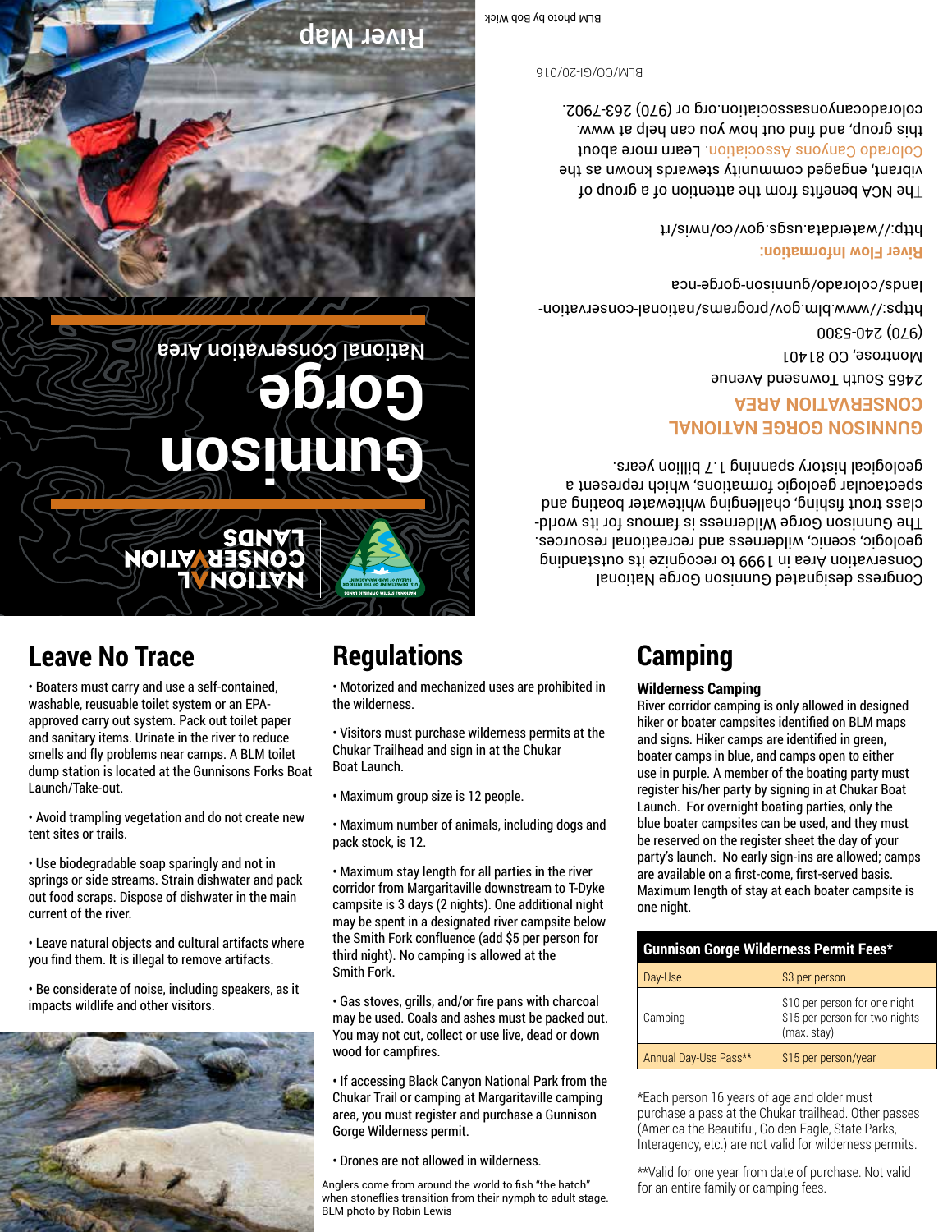River Map

BLM photo by Bob Wick

BLM/CO/GI-20/016

# Gunnison Gorge

National Conservation Area

NATIONAL CONSERVATION LANDS

Congress designated Gunnison Gorge National Conservation Area in 1999 to recognize its outstanding geologic, scenic, wilderness and recreational resources. The Gunnison Gorge Wilderness is famous for its world-class trout fishing, challenging whitewater boating and spectacular geologic formations, which represent a geological history spanning 1.7 billion years.

**GUNNISON GORGE NATIONAL CONSERVATION AREA**
2465 South Townsend Avenue
Montrose, CO 81401
(970) 240-5300
https://www.blm.gov/programs/national-conservation-lands/colorado/gunnison-gorge-nca

**River Flow Information:**
http://waterdata.usgs.gov/co/nwis/rt

The NCA benefits from the attention of a group of vibrant, engaged community stewards known as the Colorado Canyons Association. Learn more about this group, and find out how you can help at www.coloradocanyonsassociation.org or (970) 263-7902.

## Leave No Trace

• Boaters must carry and use a self-contained, washable, reusable toilet system or an EPA-approved carry out system. Pack out toilet paper and sanitary items. Urinate in the river to reduce smells and fly problems near camps. A BLM toilet dump station is located at the Gunnisons Forks Boat Launch/Take-out.

• Avoid trampling vegetation and do not create new tent sites or trails.

• Use biodegradable soap sparingly and not in springs or side streams. Strain dishwater and pack out food scraps. Dispose of dishwater in the main current of the river.

• Leave natural objects and cultural artifacts where you find them. It is illegal to remove artifacts.

• Be considerate of noise, including speakers, as it impacts wildlife and other visitors.

## Regulations

• Motorized and mechanized uses are prohibited in the wilderness.

• Visitors must purchase wilderness permits at the Chukar Trailhead and sign in at the Chukar Boat Launch.

• Maximum group size is 12 people.

• Maximum number of animals, including dogs and pack stock, is 12.

• Maximum stay length for all parties in the river corridor from Margaritaville downstream to T-Dyke campsite is 3 days (2 nights). One additional night may be spent in a designated river campsite below the Smith Fork confluence (add $5 per person for third night). No camping is allowed at the Smith Fork.

• Gas stoves, grills, and/or fire pans with charcoal may be used. Coals and ashes must be packed out. You may not cut, collect or use live, dead or down wood for campfires.

• If accessing Black Canyon National Park from the Chukar Trail or camping at Margaritaville camping area, you must register and purchase a Gunnison Gorge Wilderness permit.

• Drones are not allowed in wilderness.

Anglers come from around the world to fish “the hatch” when stoneflies transition from their nymph to adult stage. BLM photo by Robin Lewis

## Camping

### Wilderness Camping

River corridor camping is only allowed in designed hiker or boater campsites identified on BLM maps and signs. Hiker camps are identified in green, boater camps in blue, and camps open to either use in purple. A member of the boating party must register his/her party by signing in at Chukar Boat Launch. For overnight boating parties, only the blue boater campsites can be used, and they must be reserved on the register sheet the day of your party's launch. No early sign-ins are allowed; camps are available on a first-come, first-served basis. Maximum length of stay at each boater campsite is one night.

| Gunnison Gorge Wilderness Permit Fees* | |
|---|---|
| Day-Use | $3 per person |
| Camping | $10 per person for one night<br>$15 per person for two nights (max. stay) |
| Annual Day-Use Pass** | $15 per person/year |

*Each person 16 years of age and older must purchase a pass at the Chukar trailhead. Other passes (America the Beautiful, Golden Eagle, State Parks, Interagency, etc.) are not valid for wilderness permits.

**Valid for one year from date of purchase. Not valid for an entire family or camping fees.